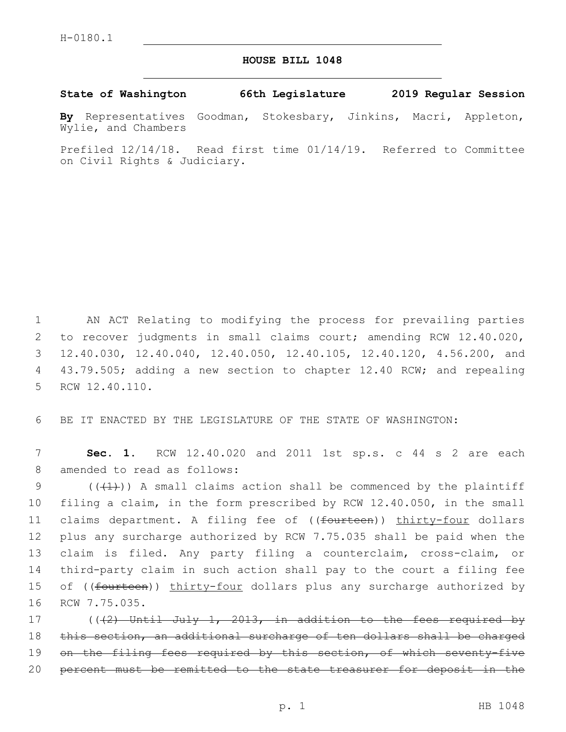H-0180.1

# HOUSE BILL 1048

**State of Washington 66th Legislature 2019 Regular Session**

**By** Representatives Goodman, Stokesbary, Jinkins, Macri, Appleton, Wylie, and Chambers

Prefiled 12/14/18. Read first time 01/14/19. Referred to Committee on Civil Rights & Judiciary.

1 AN ACT Relating to modifying the process for prevailing parties
2 to recover judgments in small claims court; amending RCW 12.40.020,
3 12.40.030, 12.40.040, 12.40.050, 12.40.105, 12.40.120, 4.56.200, and
4 43.79.505; adding a new section to chapter 12.40 RCW; and repealing
5 RCW 12.40.110.

6 BE IT ENACTED BY THE LEGISLATURE OF THE STATE OF WASHINGTON:

7 **Sec. 1.** RCW 12.40.020 and 2011 1st sp.s. c 44 s 2 are each
8 amended to read as follows:

9 ((~~(1)~~)) A small claims action shall be commenced by the plaintiff
10 filing a claim, in the form prescribed by RCW 12.40.050, in the small
11 claims department. A filing fee of ((~~fourteen~~)) <u>thirty-four</u> dollars
12 plus any surcharge authorized by RCW 7.75.035 shall be paid when the
13 claim is filed. Any party filing a counterclaim, cross-claim, or
14 third-party claim in such action shall pay to the court a filing fee
15 of ((~~fourteen~~)) <u>thirty-four</u> dollars plus any surcharge authorized by
16 RCW 7.75.035.

17 ((~~(2) Until July 1, 2013, in addition to the fees required by~~
18 ~~this section, an additional surcharge of ten dollars shall be charged~~
19 ~~on the filing fees required by this section, of which seventy-five~~
20 ~~percent must be remitted to the state treasurer for deposit in the~~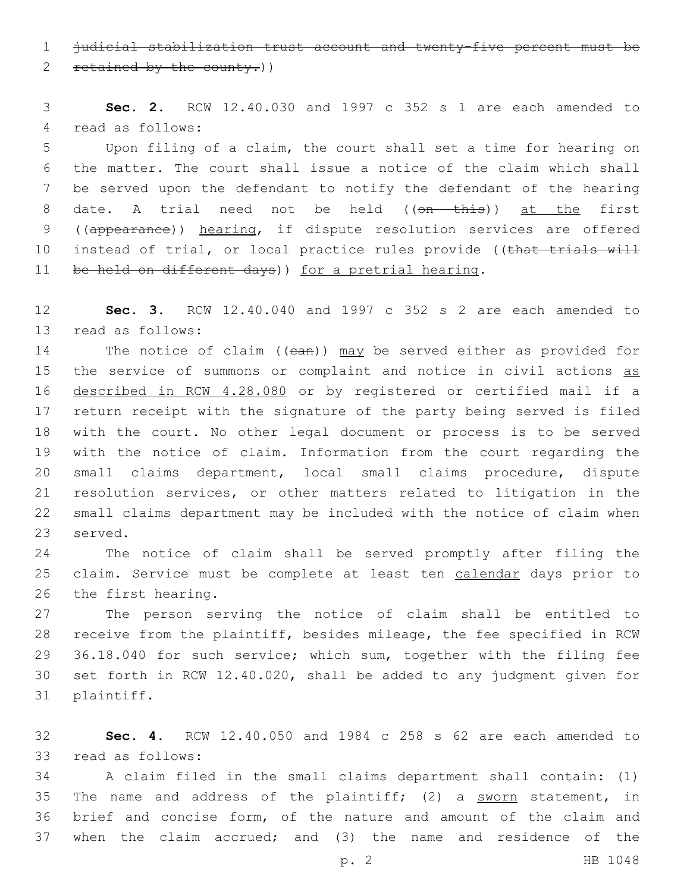~~judicial stabilization trust account and twenty-five percent must be retained by the county.~~))

**Sec. 2.** RCW 12.40.030 and 1997 c 352 s 1 are each amended to read as follows:

Upon filing of a claim, the court shall set a time for hearing on the matter. The court shall issue a notice of the claim which shall be served upon the defendant to notify the defendant of the hearing date. A trial need not be held ((~~on this~~)) <u>at the</u> first ((~~appearance~~)) <u>hearing</u>, if dispute resolution services are offered instead of trial, or local practice rules provide ((~~that trials will be held on different days~~)) <u>for a pretrial hearing</u>.

**Sec. 3.** RCW 12.40.040 and 1997 c 352 s 2 are each amended to read as follows:

The notice of claim ((~~can~~)) <u>may</u> be served either as provided for the service of summons or complaint and notice in civil actions <u>as described in RCW 4.28.080</u> or by registered or certified mail if a return receipt with the signature of the party being served is filed with the court. No other legal document or process is to be served with the notice of claim. Information from the court regarding the small claims department, local small claims procedure, dispute resolution services, or other matters related to litigation in the small claims department may be included with the notice of claim when served.

The notice of claim shall be served promptly after filing the claim. Service must be complete at least ten <u>calendar</u> days prior to the first hearing.

The person serving the notice of claim shall be entitled to receive from the plaintiff, besides mileage, the fee specified in RCW 36.18.040 for such service; which sum, together with the filing fee set forth in RCW 12.40.020, shall be added to any judgment given for plaintiff.

**Sec. 4.** RCW 12.40.050 and 1984 c 258 s 62 are each amended to read as follows:

A claim filed in the small claims department shall contain: (1) The name and address of the plaintiff; (2) a <u>sworn</u> statement, in brief and concise form, of the nature and amount of the claim and when the claim accrued; and (3) the name and residence of the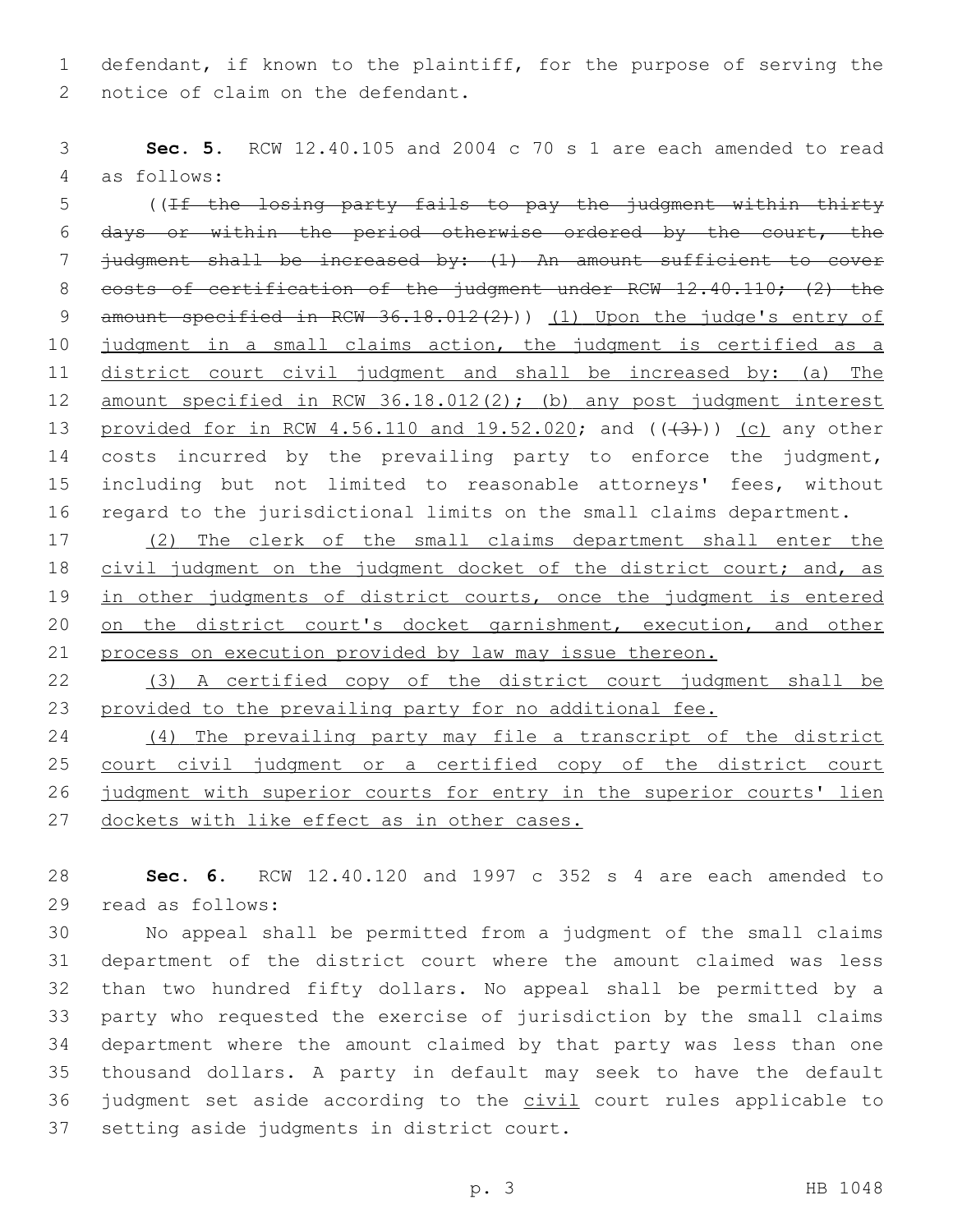defendant, if known to the plaintiff, for the purpose of serving the notice of claim on the defendant.

**Sec. 5.** RCW 12.40.105 and 2004 c 70 s 1 are each amended to read as follows:

((~~If the losing party fails to pay the judgment within thirty days or within the period otherwise ordered by the court, the judgment shall be increased by: (1) An amount sufficient to cover costs of certification of the judgment under RCW 12.40.110; (2) the amount specified in RCW 36.18.012(2)~~)) <u>(1) Upon the judge's entry of judgment in a small claims action, the judgment is certified as a district court civil judgment and shall be increased by: (a) The amount specified in RCW 36.18.012(2); (b) any post judgment interest provided for in RCW 4.56.110 and 19.52.020</u>; and ((~~(3)~~)) <u>(c)</u> any other costs incurred by the prevailing party to enforce the judgment, including but not limited to reasonable attorneys' fees, without regard to the jurisdictional limits on the small claims department.

<u>(2) The clerk of the small claims department shall enter the civil judgment on the judgment docket of the district court; and, as in other judgments of district courts, once the judgment is entered on the district court's docket garnishment, execution, and other process on execution provided by law may issue thereon.</u>

<u>(3) A certified copy of the district court judgment shall be provided to the prevailing party for no additional fee.</u>

<u>(4) The prevailing party may file a transcript of the district court civil judgment or a certified copy of the district court judgment with superior courts for entry in the superior courts' lien dockets with like effect as in other cases.</u>

**Sec. 6.** RCW 12.40.120 and 1997 c 352 s 4 are each amended to read as follows:

No appeal shall be permitted from a judgment of the small claims department of the district court where the amount claimed was less than two hundred fifty dollars. No appeal shall be permitted by a party who requested the exercise of jurisdiction by the small claims department where the amount claimed by that party was less than one thousand dollars. A party in default may seek to have the default judgment set aside according to the <u>civil</u> court rules applicable to setting aside judgments in district court.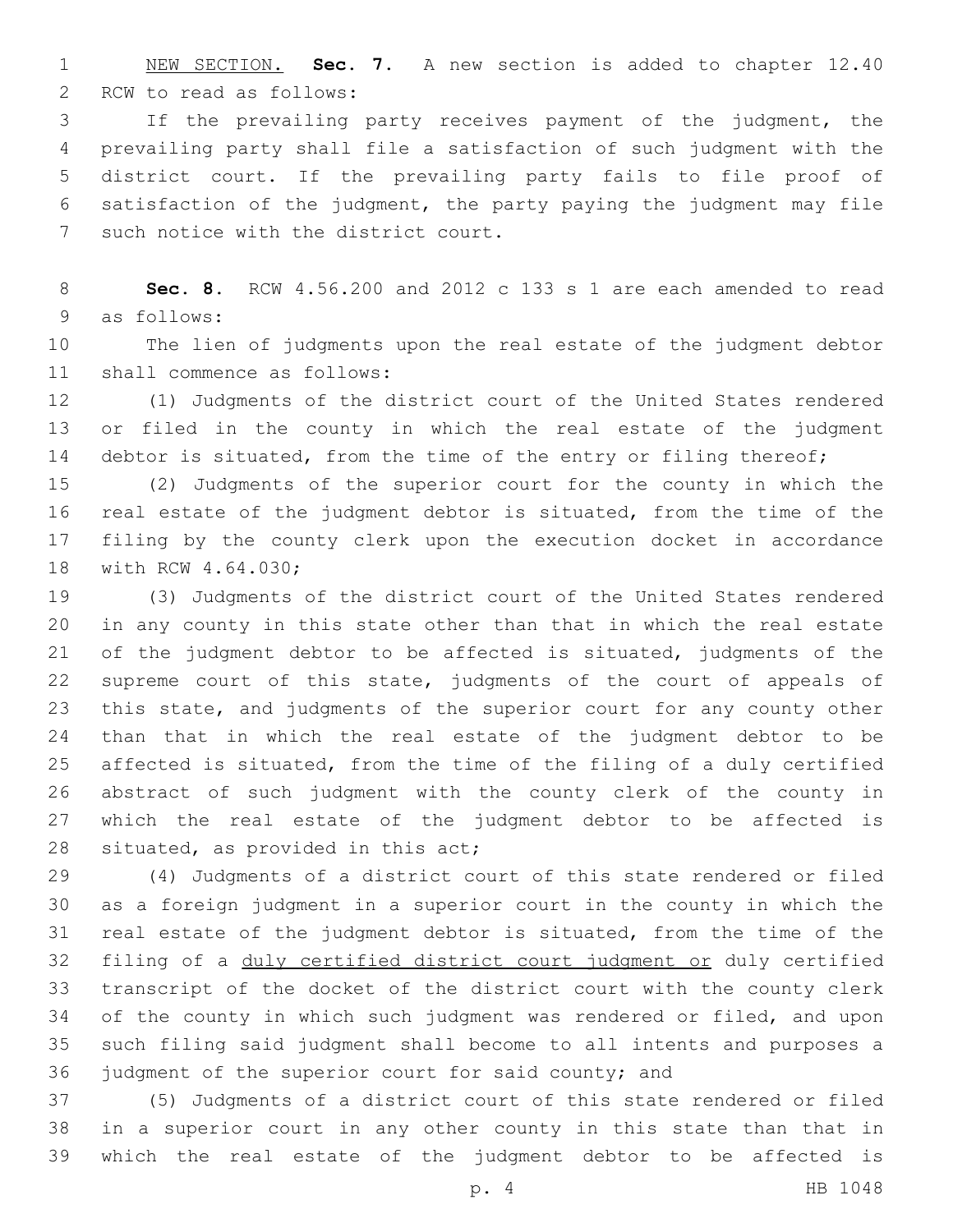NEW SECTION. **Sec. 7.** A new section is added to chapter 12.40 RCW to read as follows:

If the prevailing party receives payment of the judgment, the prevailing party shall file a satisfaction of such judgment with the district court. If the prevailing party fails to file proof of satisfaction of the judgment, the party paying the judgment may file such notice with the district court.

**Sec. 8.** RCW 4.56.200 and 2012 c 133 s 1 are each amended to read as follows:

The lien of judgments upon the real estate of the judgment debtor shall commence as follows:

(1) Judgments of the district court of the United States rendered or filed in the county in which the real estate of the judgment debtor is situated, from the time of the entry or filing thereof;

(2) Judgments of the superior court for the county in which the real estate of the judgment debtor is situated, from the time of the filing by the county clerk upon the execution docket in accordance with RCW 4.64.030;

(3) Judgments of the district court of the United States rendered in any county in this state other than that in which the real estate of the judgment debtor to be affected is situated, judgments of the supreme court of this state, judgments of the court of appeals of this state, and judgments of the superior court for any county other than that in which the real estate of the judgment debtor to be affected is situated, from the time of the filing of a duly certified abstract of such judgment with the county clerk of the county in which the real estate of the judgment debtor to be affected is situated, as provided in this act;

(4) Judgments of a district court of this state rendered or filed as a foreign judgment in a superior court in the county in which the real estate of the judgment debtor is situated, from the time of the filing of a <u>duly certified district court judgment or</u> duly certified transcript of the docket of the district court with the county clerk of the county in which such judgment was rendered or filed, and upon such filing said judgment shall become to all intents and purposes a judgment of the superior court for said county; and

(5) Judgments of a district court of this state rendered or filed in a superior court in any other county in this state than that in which the real estate of the judgment debtor to be affected is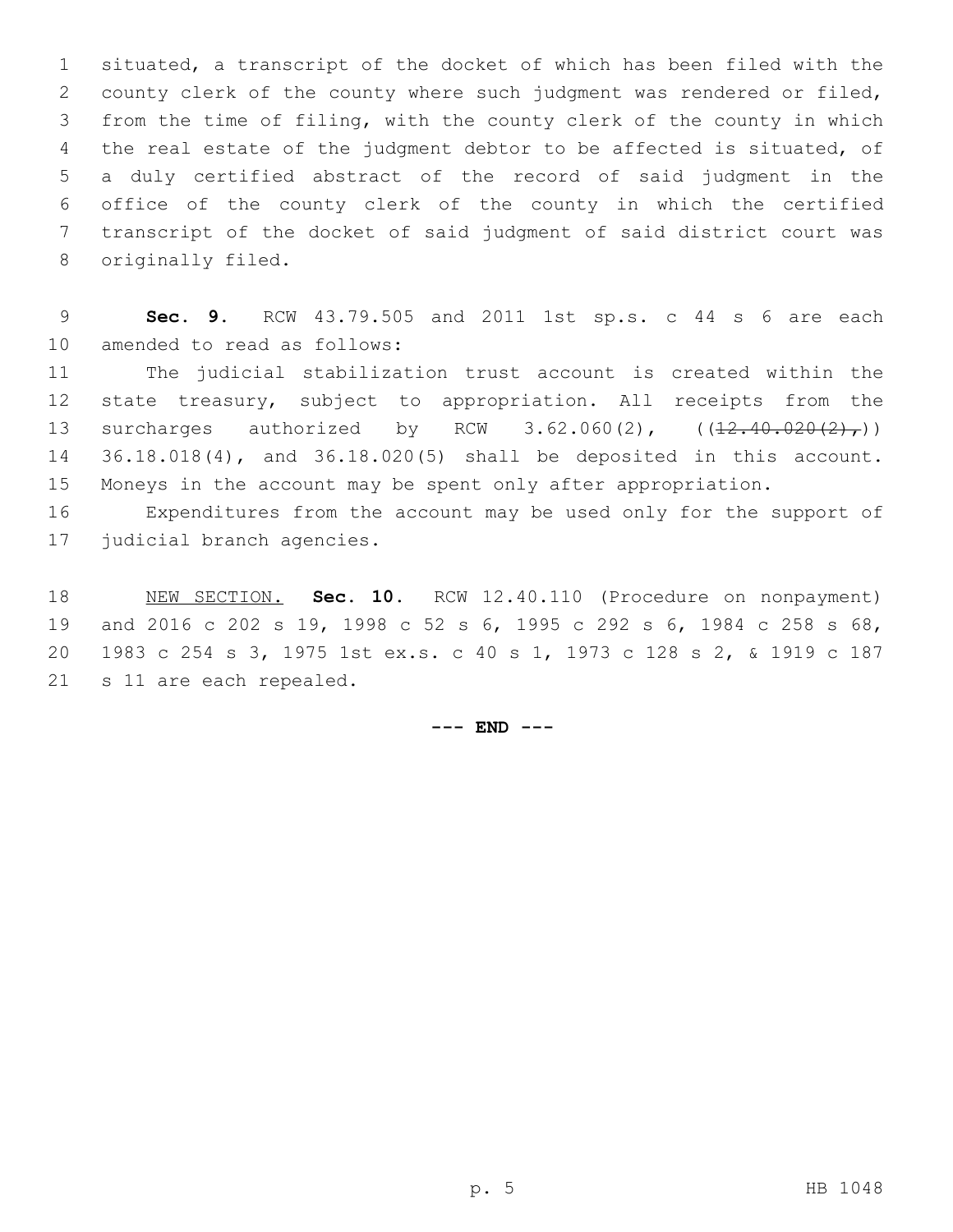situated, a transcript of the docket of which has been filed with the county clerk of the county where such judgment was rendered or filed, from the time of filing, with the county clerk of the county in which the real estate of the judgment debtor to be affected is situated, of a duly certified abstract of the record of said judgment in the office of the county clerk of the county in which the certified transcript of the docket of said judgment of said district court was originally filed.

**Sec. 9.** RCW 43.79.505 and 2011 1st sp.s. c 44 s 6 are each amended to read as follows:

The judicial stabilization trust account is created within the state treasury, subject to appropriation. All receipts from the surcharges authorized by RCW 3.62.060(2), ((~~12.40.020(2),~~)) 36.18.018(4), and 36.18.020(5) shall be deposited in this account. Moneys in the account may be spent only after appropriation.

Expenditures from the account may be used only for the support of judicial branch agencies.

NEW SECTION. **Sec. 10.** RCW 12.40.110 (Procedure on nonpayment) and 2016 c 202 s 19, 1998 c 52 s 6, 1995 c 292 s 6, 1984 c 258 s 68, 1983 c 254 s 3, 1975 1st ex.s. c 40 s 1, 1973 c 128 s 2, & 1919 c 187 s 11 are each repealed.

**--- END ---**